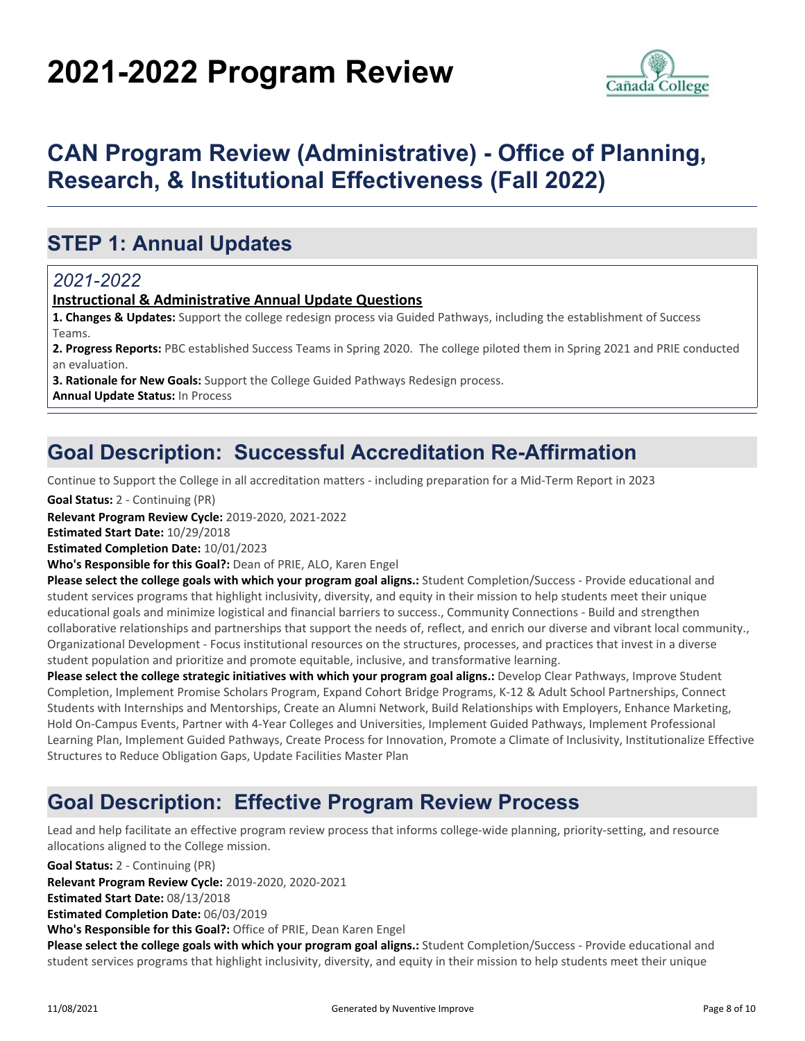# 2021-2022 Program Review

## CAN Program Review (Administrative) - Office of Planning, Research, & Institutional Effectiveness (Fall 2022)

## STEP 1: Annual Updates

### *2021-2022*

**Instructional & Administrative Annual Update Questions**

**1. Changes & Updates:** Support the college redesign process via Guided Pathways, including the establishment of Success Teams.

**2. Progress Reports:** PBC established Success Teams in Spring 2020. The college piloted them in Spring 2021 and PRIE conducted an evaluation.

**3. Rationale for New Goals:** Support the College Guided Pathways Redesign process.

**Annual Update Status:** In Process

## Goal Description: Successful Accreditation Re-Affirmation

Continue to Support the College in all accreditation matters - including preparation for a Mid-Term Report in 2023

**Goal Status:** 2 - Continuing (PR)

**Relevant Program Review Cycle:** 2019-2020, 2021-2022

**Estimated Start Date:** 10/29/2018

**Estimated Completion Date:** 10/01/2023

**Who's Responsible for this Goal?:** Dean of PRIE, ALO, Karen Engel

**Please select the college goals with which your program goal aligns.:** Student Completion/Success - Provide educational and student services programs that highlight inclusivity, diversity, and equity in their mission to help students meet their unique educational goals and minimize logistical and financial barriers to success., Community Connections - Build and strengthen collaborative relationships and partnerships that support the needs of, reflect, and enrich our diverse and vibrant local community., Organizational Development - Focus institutional resources on the structures, processes, and practices that invest in a diverse student population and prioritize and promote equitable, inclusive, and transformative learning.

**Please select the college strategic initiatives with which your program goal aligns.:** Develop Clear Pathways, Improve Student Completion, Implement Promise Scholars Program, Expand Cohort Bridge Programs, K-12 & Adult School Partnerships, Connect Students with Internships and Mentorships, Create an Alumni Network, Build Relationships with Employers, Enhance Marketing, Hold On-Campus Events, Partner with 4-Year Colleges and Universities, Implement Guided Pathways, Implement Professional Learning Plan, Implement Guided Pathways, Create Process for Innovation, Promote a Climate of Inclusivity, Institutionalize Effective Structures to Reduce Obligation Gaps, Update Facilities Master Plan

## Goal Description: Effective Program Review Process

Lead and help facilitate an effective program review process that informs college-wide planning, priority-setting, and resource allocations aligned to the College mission.

**Goal Status:** 2 - Continuing (PR)

**Relevant Program Review Cycle:** 2019-2020, 2020-2021

**Estimated Start Date:** 08/13/2018

**Estimated Completion Date:** 06/03/2019

**Who's Responsible for this Goal?:** Office of PRIE, Dean Karen Engel

**Please select the college goals with which your program goal aligns.:** Student Completion/Success - Provide educational and student services programs that highlight inclusivity, diversity, and equity in their mission to help students meet their unique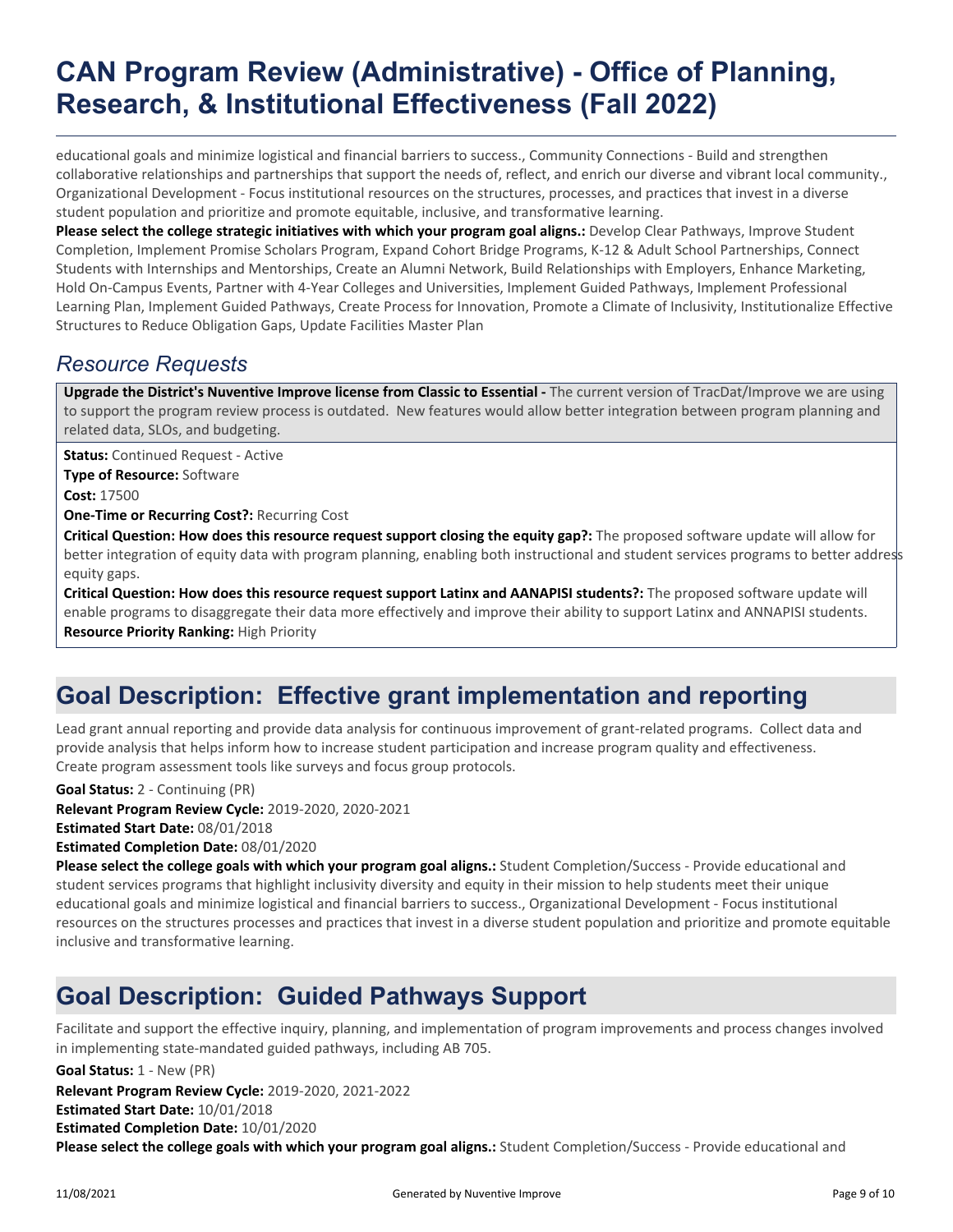educational goals and minimize logistical and financial barriers to success., Community Connections - Build and strengthen collaborative relationships and partnerships that support the needs of, reflect, and enrich our diverse and vibrant local community., Organizational Development - Focus institutional resources on the structures, processes, and practices that invest in a diverse student population and prioritize and promote equitable, inclusive, and transformative learning.

**Please select the college strategic initiatives with which your program goal aligns.:** Develop Clear Pathways, Improve Student Completion, Implement Promise Scholars Program, Expand Cohort Bridge Programs, K-12 & Adult School Partnerships, Connect Students with Internships and Mentorships, Create an Alumni Network, Build Relationships with Employers, Enhance Marketing, Hold On-Campus Events, Partner with 4-Year Colleges and Universities, Implement Guided Pathways, Implement Professional Learning Plan, Implement Guided Pathways, Create Process for Innovation, Promote a Climate of Inclusivity, Institutionalize Effective Structures to Reduce Obligation Gaps, Update Facilities Master Plan

### *Resource Requests*

**Upgrade the District's Nuventive Improve license from Classic to Essential -** The current version of TracDat/Improve we are using to support the program review process is outdated. New features would allow better integration between program planning and related data, SLOs, and budgeting.

**Status:** Continued Request - Active

**Type of Resource:** Software

**Cost:** 17500

**One-Time or Recurring Cost?:** Recurring Cost

**Critical Question: How does this resource request support closing the equity gap?:** The proposed software update will allow for better integration of equity data with program planning, enabling both instructional and student services programs to better address equity gaps.

**Critical Question: How does this resource request support Latinx and AANAPISI students?:** The proposed software update will enable programs to disaggregate their data more effectively and improve their ability to support Latinx and ANNAPISI students.

**Resource Priority Ranking:** High Priority

## Goal Description: Effective grant implementation and reporting

Lead grant annual reporting and provide data analysis for continuous improvement of grant-related programs. Collect data and provide analysis that helps inform how to increase student participation and increase program quality and effectiveness. Create program assessment tools like surveys and focus group protocols.

**Goal Status:** 2 - Continuing (PR)

**Relevant Program Review Cycle:** 2019-2020, 2020-2021

**Estimated Start Date:** 08/01/2018

**Estimated Completion Date:** 08/01/2020

**Please select the college goals with which your program goal aligns.:** Student Completion/Success - Provide educational and student services programs that highlight inclusivity diversity and equity in their mission to help students meet their unique educational goals and minimize logistical and financial barriers to success., Organizational Development - Focus institutional resources on the structures processes and practices that invest in a diverse student population and prioritize and promote equitable inclusive and transformative learning.

## Goal Description: Guided Pathways Support

Facilitate and support the effective inquiry, planning, and implementation of program improvements and process changes involved in implementing state-mandated guided pathways, including AB 705.

**Goal Status:** 1 - New (PR)

**Relevant Program Review Cycle:** 2019-2020, 2021-2022

**Estimated Start Date:** 10/01/2018

**Estimated Completion Date:** 10/01/2020

**Please select the college goals with which your program goal aligns.:** Student Completion/Success - Provide educational and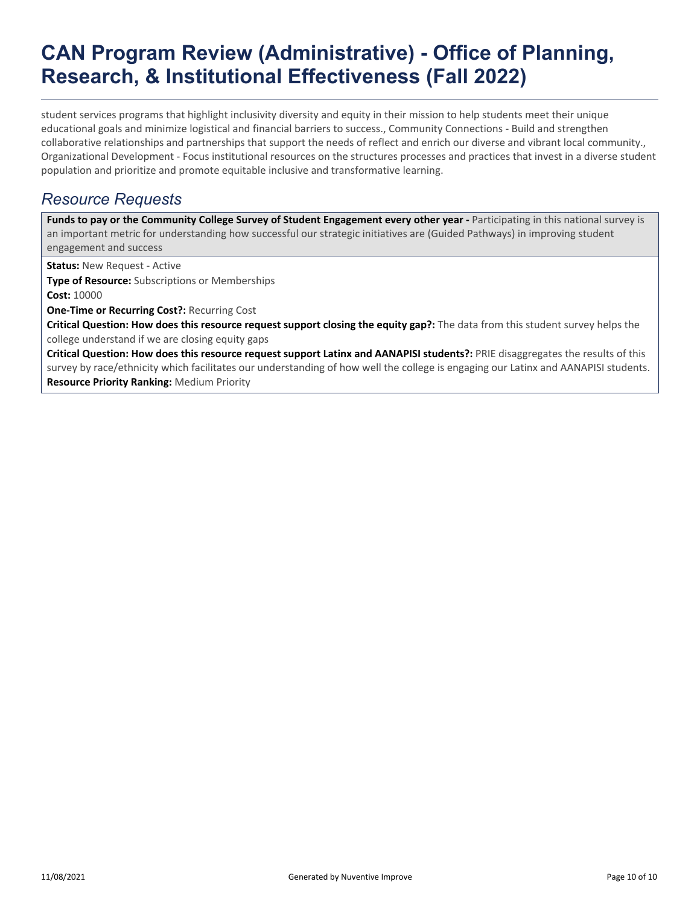student services programs that highlight inclusivity diversity and equity in their mission to help students meet their unique educational goals and minimize logistical and financial barriers to success., Community Connections - Build and strengthen collaborative relationships and partnerships that support the needs of reflect and enrich our diverse and vibrant local community., Organizational Development - Focus institutional resources on the structures processes and practices that invest in a diverse student population and prioritize and promote equitable inclusive and transformative learning.

## *Resource Requests*

**Funds to pay or the Community College Survey of Student Engagement every other year -** Participating in this national survey is an important metric for understanding how successful our strategic initiatives are (Guided Pathways) in improving student engagement and success

**Status:** New Request - Active

**Type of Resource:** Subscriptions or Memberships

**Cost:** 10000

**One-Time or Recurring Cost?:** Recurring Cost

**Critical Question: How does this resource request support closing the equity gap?:** The data from this student survey helps the college understand if we are closing equity gaps

**Critical Question: How does this resource request support Latinx and AANAPISI students?:** PRIE disaggregates the results of this survey by race/ethnicity which facilitates our understanding of how well the college is engaging our Latinx and AANAPISI students.

**Resource Priority Ranking:** Medium Priority